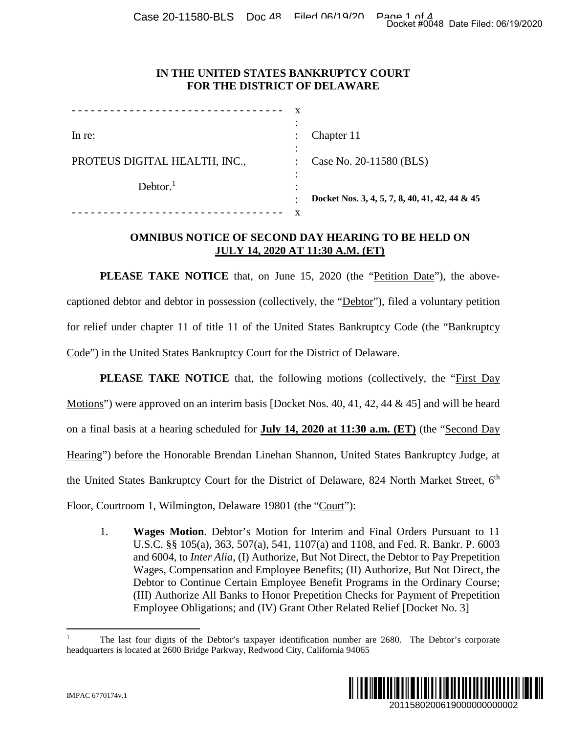# IN THE UNITED STATES BANKRUPTCY COURT FOR THE DISTRICT OF DELAWARE

| | | |
|---|---|---|
| In re: | : | Chapter 11 |
| PROTEUS DIGITAL HEALTH, INC., | : | Case No. 20-11580 (BLS) |
| Debtor.[1] | : | **Docket Nos. 3, 4, 5, 7, 8, 40, 41, 42, 44 & 45** |

## OMNIBUS NOTICE OF SECOND DAY HEARING TO BE HELD ON JULY 14, 2020 AT 11:30 A.M. (ET)

**PLEASE TAKE NOTICE** that, on June 15, 2020 (the "Petition Date"), the above-captioned debtor and debtor in possession (collectively, the "Debtor"), filed a voluntary petition for relief under chapter 11 of title 11 of the United States Bankruptcy Code (the "Bankruptcy Code") in the United States Bankruptcy Court for the District of Delaware.

**PLEASE TAKE NOTICE** that, the following motions (collectively, the "First Day Motions") were approved on an interim basis [Docket Nos. 40, 41, 42, 44 & 45] and will be heard on a final basis at a hearing scheduled for **July 14, 2020 at 11:30 a.m. (ET)** (the "Second Day Hearing") before the Honorable Brendan Linehan Shannon, United States Bankruptcy Judge, at the United States Bankruptcy Court for the District of Delaware, 824 North Market Street, 6th Floor, Courtroom 1, Wilmington, Delaware 19801 (the "Court"):

1. **Wages Motion**. Debtor's Motion for Interim and Final Orders Pursuant to 11 U.S.C. §§ 105(a), 363, 507(a), 541, 1107(a) and 1108, and Fed. R. Bankr. P. 6003 and 6004, to *Inter Alia*, (I) Authorize, But Not Direct, the Debtor to Pay Prepetition Wages, Compensation and Employee Benefits; (II) Authorize, But Not Direct, the Debtor to Continue Certain Employee Benefit Programs in the Ordinary Course; (III) Authorize All Banks to Honor Prepetition Checks for Payment of Prepetition Employee Obligations; and (IV) Grant Other Related Relief [Docket No. 3]

[1] The last four digits of the Debtor's taxpayer identification number are 2680. The Debtor's corporate headquarters is located at 2600 Bridge Parkway, Redwood City, California 94065

IMPAC 6770174v.1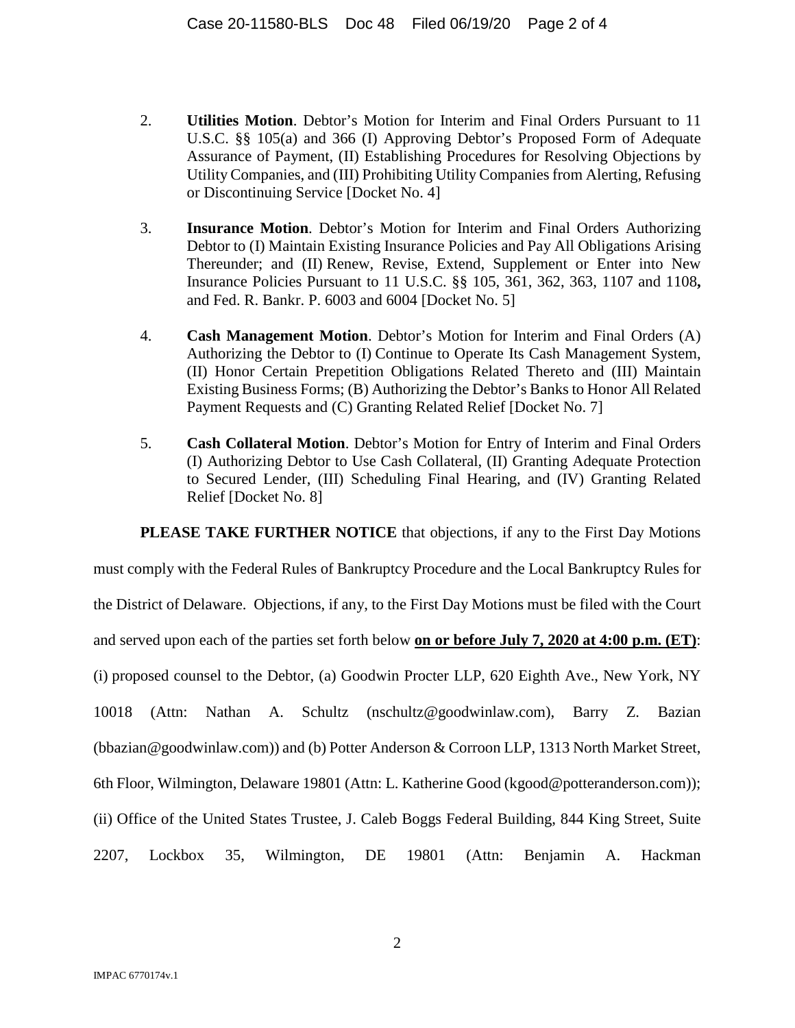2. **Utilities Motion**. Debtor's Motion for Interim and Final Orders Pursuant to 11 U.S.C. §§ 105(a) and 366 (I) Approving Debtor's Proposed Form of Adequate Assurance of Payment, (II) Establishing Procedures for Resolving Objections by Utility Companies, and (III) Prohibiting Utility Companies from Alerting, Refusing or Discontinuing Service [Docket No. 4]

3. **Insurance Motion**. Debtor's Motion for Interim and Final Orders Authorizing Debtor to (I) Maintain Existing Insurance Policies and Pay All Obligations Arising Thereunder; and (II) Renew, Revise, Extend, Supplement or Enter into New Insurance Policies Pursuant to 11 U.S.C. §§ 105, 361, 362, 363, 1107 and 1108**,** and Fed. R. Bankr. P. 6003 and 6004 [Docket No. 5]

4. **Cash Management Motion**. Debtor's Motion for Interim and Final Orders (A) Authorizing the Debtor to (I) Continue to Operate Its Cash Management System, (II) Honor Certain Prepetition Obligations Related Thereto and (III) Maintain Existing Business Forms; (B) Authorizing the Debtor's Banks to Honor All Related Payment Requests and (C) Granting Related Relief [Docket No. 7]

5. **Cash Collateral Motion**. Debtor's Motion for Entry of Interim and Final Orders (I) Authorizing Debtor to Use Cash Collateral, (II) Granting Adequate Protection to Secured Lender, (III) Scheduling Final Hearing, and (IV) Granting Related Relief [Docket No. 8]

**PLEASE TAKE FURTHER NOTICE** that objections, if any to the First Day Motions must comply with the Federal Rules of Bankruptcy Procedure and the Local Bankruptcy Rules for the District of Delaware. Objections, if any, to the First Day Motions must be filed with the Court and served upon each of the parties set forth below **on or before July 7, 2020 at 4:00 p.m. (ET)**: (i) proposed counsel to the Debtor, (a) Goodwin Procter LLP, 620 Eighth Ave., New York, NY 10018 (Attn: Nathan A. Schultz (nschultz@goodwinlaw.com), Barry Z. Bazian (bbazian@goodwinlaw.com)) and (b) Potter Anderson & Corroon LLP, 1313 North Market Street, 6th Floor, Wilmington, Delaware 19801 (Attn: L. Katherine Good (kgood@potteranderson.com)); (ii) Office of the United States Trustee, J. Caleb Boggs Federal Building, 844 King Street, Suite 2207, Lockbox 35, Wilmington, DE 19801 (Attn: Benjamin A. Hackman

IMPAC 6770174v.1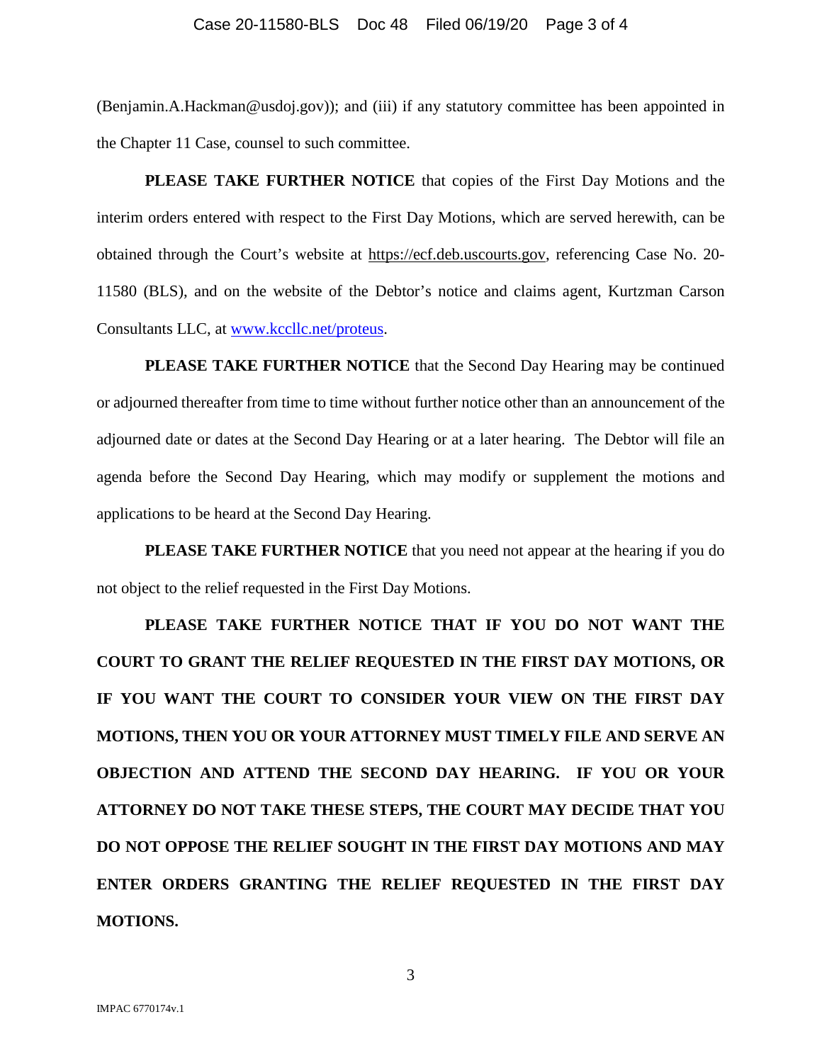(Benjamin.A.Hackman@usdoj.gov)); and (iii) if any statutory committee has been appointed in the Chapter 11 Case, counsel to such committee.

**PLEASE TAKE FURTHER NOTICE** that copies of the First Day Motions and the interim orders entered with respect to the First Day Motions, which are served herewith, can be obtained through the Court's website at https://ecf.deb.uscourts.gov, referencing Case No. 20-11580 (BLS), and on the website of the Debtor's notice and claims agent, Kurtzman Carson Consultants LLC, at www.kccllc.net/proteus.

**PLEASE TAKE FURTHER NOTICE** that the Second Day Hearing may be continued or adjourned thereafter from time to time without further notice other than an announcement of the adjourned date or dates at the Second Day Hearing or at a later hearing. The Debtor will file an agenda before the Second Day Hearing, which may modify or supplement the motions and applications to be heard at the Second Day Hearing.

**PLEASE TAKE FURTHER NOTICE** that you need not appear at the hearing if you do not object to the relief requested in the First Day Motions.

**PLEASE TAKE FURTHER NOTICE THAT IF YOU DO NOT WANT THE COURT TO GRANT THE RELIEF REQUESTED IN THE FIRST DAY MOTIONS, OR IF YOU WANT THE COURT TO CONSIDER YOUR VIEW ON THE FIRST DAY MOTIONS, THEN YOU OR YOUR ATTORNEY MUST TIMELY FILE AND SERVE AN OBJECTION AND ATTEND THE SECOND DAY HEARING. IF YOU OR YOUR ATTORNEY DO NOT TAKE THESE STEPS, THE COURT MAY DECIDE THAT YOU DO NOT OPPOSE THE RELIEF SOUGHT IN THE FIRST DAY MOTIONS AND MAY ENTER ORDERS GRANTING THE RELIEF REQUESTED IN THE FIRST DAY MOTIONS.**

IMPAC 6770174v.1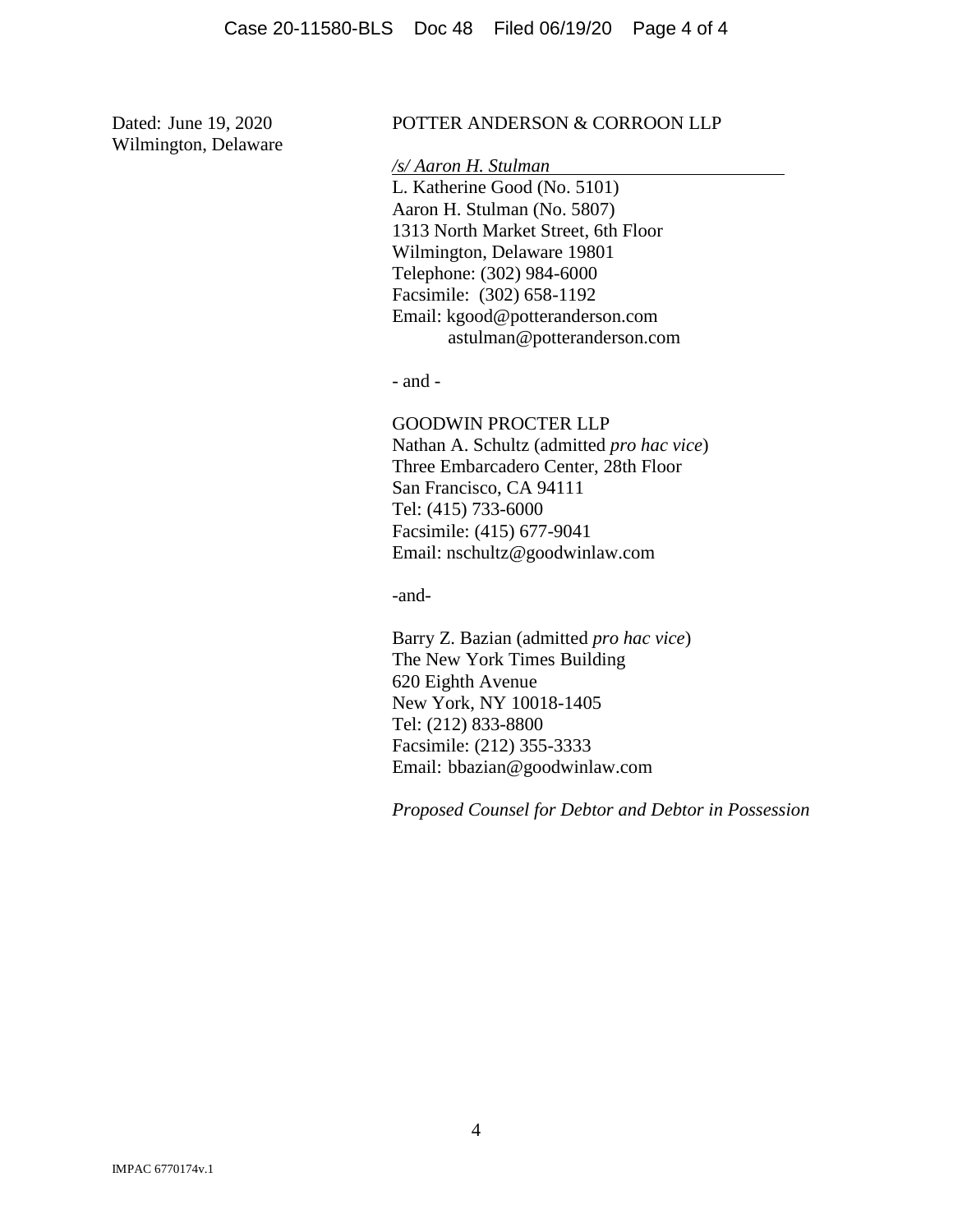Dated: June 19, 2020
Wilmington, Delaware

POTTER ANDERSON & CORROON LLP

*/s/ Aaron H. Stulman*

L. Katherine Good (No. 5101)
Aaron H. Stulman (No. 5807)
1313 North Market Street, 6th Floor
Wilmington, Delaware 19801
Telephone: (302) 984-6000
Facsimile: (302) 658-1192
Email: kgood@potteranderson.com
astulman@potteranderson.com

- and -

GOODWIN PROCTER LLP
Nathan A. Schultz (admitted *pro hac vice*)
Three Embarcadero Center, 28th Floor
San Francisco, CA 94111
Tel: (415) 733-6000
Facsimile: (415) 677-9041
Email: nschultz@goodwinlaw.com

-and-

Barry Z. Bazian (admitted *pro hac vice*)
The New York Times Building
620 Eighth Avenue
New York, NY 10018-1405
Tel: (212) 833-8800
Facsimile: (212) 355-3333
Email: bbazian@goodwinlaw.com

*Proposed Counsel for Debtor and Debtor in Possession*

IMPAC 6770174v.1